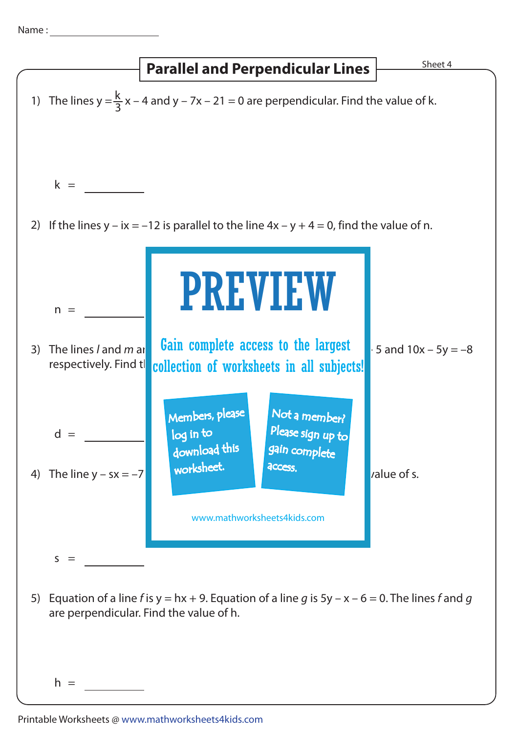Name : ____________________

# Parallel and Perpendicular Lines

Sheet 4

1) The lines $y = \frac{k}{3}x - 4$ and $y - 7x - 21 = 0$ are perpendicular. Find the value of k.

k = ________

2) If the lines $y - ix = -12$ is parallel to the line $4x - y + 4 = 0$, find the value of n.

n = ________

3) The lines *l* and *m* ar 5 and $10x - 5y = -8$ respectively. Find tl

d = ________

4) The line $y - sx = -7$ value of s.

s = ________

5) Equation of a line *f* is $y = hx + 9$. Equation of a line *g* is $5y - x - 6 = 0$. The lines *f* and *g* are perpendicular. Find the value of h.

h = ________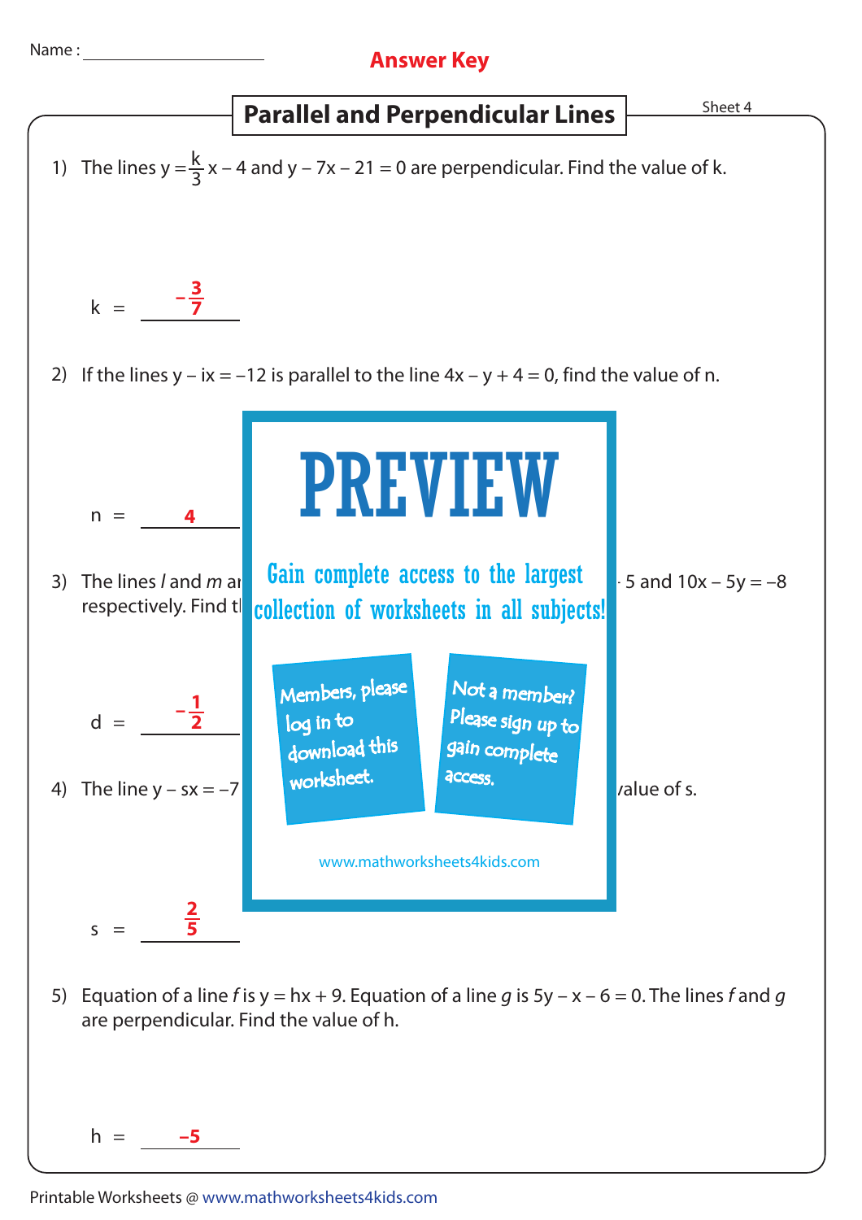Name :

**Answer Key**

# Parallel and Perpendicular Lines

Sheet 4

1) The lines $y = \frac{k}{3}x - 4$ and $y - 7x - 21 = 0$ are perpendicular. Find the value of k.

$k = -\frac{3}{7}$

2) If the lines $y - ix = -12$ is parallel to the line $4x - y + 4 = 0$, find the value of n.

$n = 4$

3) The lines *l* and *m* ar … 5 and $10x - 5y = -8$ respectively. Find t…

$d = -\frac{1}{2}$

4) The line $y - sx = -7$ … value of s.

$s = \frac{2}{5}$

PREVIEW

Gain complete access to the largest collection of worksheets in all subjects!

Members, please log in to download this worksheet.

Not a member? Please sign up to gain complete access.

www.mathworksheets4kids.com

5) Equation of a line *f* is $y = hx + 9$. Equation of a line *g* is $5y - x - 6 = 0$. The lines *f* and *g* are perpendicular. Find the value of h.

$h = -5$

Printable Worksheets @ www.mathworksheets4kids.com